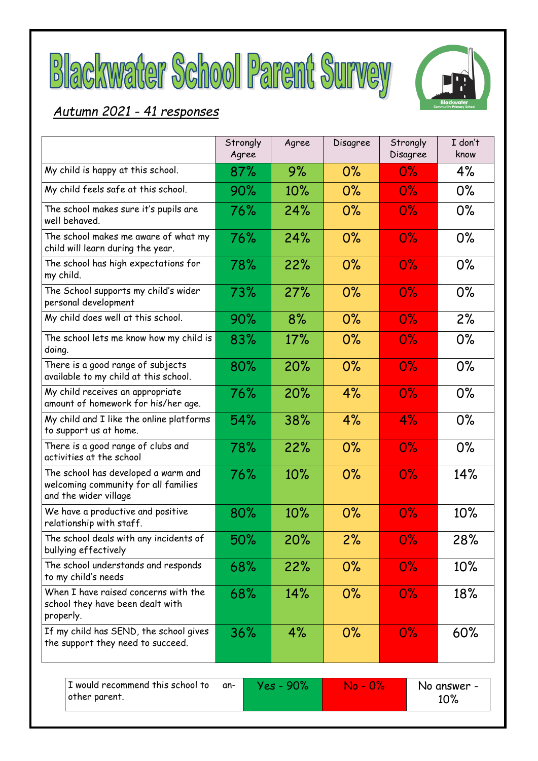# Blackwater School Parent Survey

*Autumn 2021 - 41 responses*

| | Strongly Agree | Agree | Disagree | Strongly Disagree | I don't know |
|---|---|---|---|---|---|
| My child is happy at this school. | 87% | 9% | 0% | 0% | 4% |
| My child feels safe at this school. | 90% | 10% | 0% | 0% | 0% |
| The school makes sure it's pupils are well behaved. | 76% | 24% | 0% | 0% | 0% |
| The school makes me aware of what my child will learn during the year. | 76% | 24% | 0% | 0% | 0% |
| The school has high expectations for my child. | 78% | 22% | 0% | 0% | 0% |
| The School supports my child's wider personal development | 73% | 27% | 0% | 0% | 0% |
| My child does well at this school. | 90% | 8% | 0% | 0% | 2% |
| The school lets me know how my child is doing. | 83% | 17% | 0% | 0% | 0% |
| There is a good range of subjects available to my child at this school. | 80% | 20% | 0% | 0% | 0% |
| My child receives an appropriate amount of homework for his/her age. | 76% | 20% | 4% | 0% | 0% |
| My child and I like the online platforms to support us at home. | 54% | 38% | 4% | 4% | 0% |
| There is a good range of clubs and activities at the school | 78% | 22% | 0% | 0% | 0% |
| The school has developed a warm and welcoming community for all families and the wider village | 76% | 10% | 0% | 0% | 14% |
| We have a productive and positive relationship with staff. | 80% | 10% | 0% | 0% | 10% |
| The school deals with any incidents of bullying effectively | 50% | 20% | 2% | 0% | 28% |
| The school understands and responds to my child's needs | 68% | 22% | 0% | 0% | 10% |
| When I have raised concerns with the school they have been dealt with properly. | 68% | 14% | 0% | 0% | 18% |
| If my child has SEND, the school gives the support they need to succeed. | 36% | 4% | 0% | 0% | 60% |

| I would recommend this school to another parent. | Yes - 90% | No - 0% | No answer - 10% |
|---|---|---|---|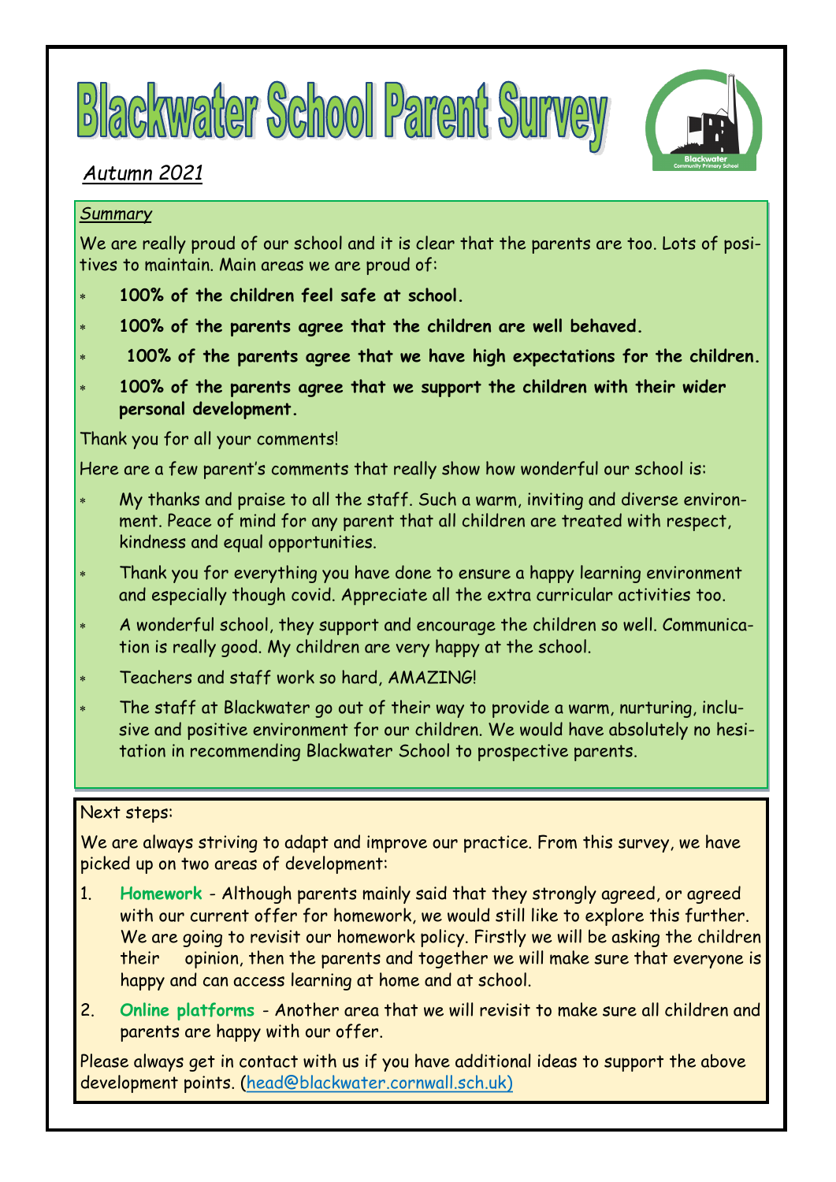# Blackwater School Parent Survey

*Autumn 2021*

*Summary*

We are really proud of our school and it is clear that the parents are too. Lots of positives to maintain. Main areas we are proud of:

- **100% of the children feel safe at school.**
- **100% of the parents agree that the children are well behaved.**
- **100% of the parents agree that we have high expectations for the children.**
- **100% of the parents agree that we support the children with their wider personal development.**

Thank you for all your comments!

Here are a few parent's comments that really show how wonderful our school is:

- My thanks and praise to all the staff. Such a warm, inviting and diverse environment. Peace of mind for any parent that all children are treated with respect, kindness and equal opportunities.
- Thank you for everything you have done to ensure a happy learning environment and especially though covid. Appreciate all the extra curricular activities too.
- A wonderful school, they support and encourage the children so well. Communication is really good. My children are very happy at the school.
- Teachers and staff work so hard, AMAZING!
- The staff at Blackwater go out of their way to provide a warm, nurturing, inclusive and positive environment for our children. We would have absolutely no hesitation in recommending Blackwater School to prospective parents.

Next steps:

We are always striving to adapt and improve our practice. From this survey, we have picked up on two areas of development:

1. **Homework** - Although parents mainly said that they strongly agreed, or agreed with our current offer for homework, we would still like to explore this further. We are going to revisit our homework policy. Firstly we will be asking the children their opinion, then the parents and together we will make sure that everyone is happy and can access learning at home and at school.
2. **Online platforms** - Another area that we will revisit to make sure all children and parents are happy with our offer.

Please always get in contact with us if you have additional ideas to support the above development points. (head@blackwater.cornwall.sch.uk)